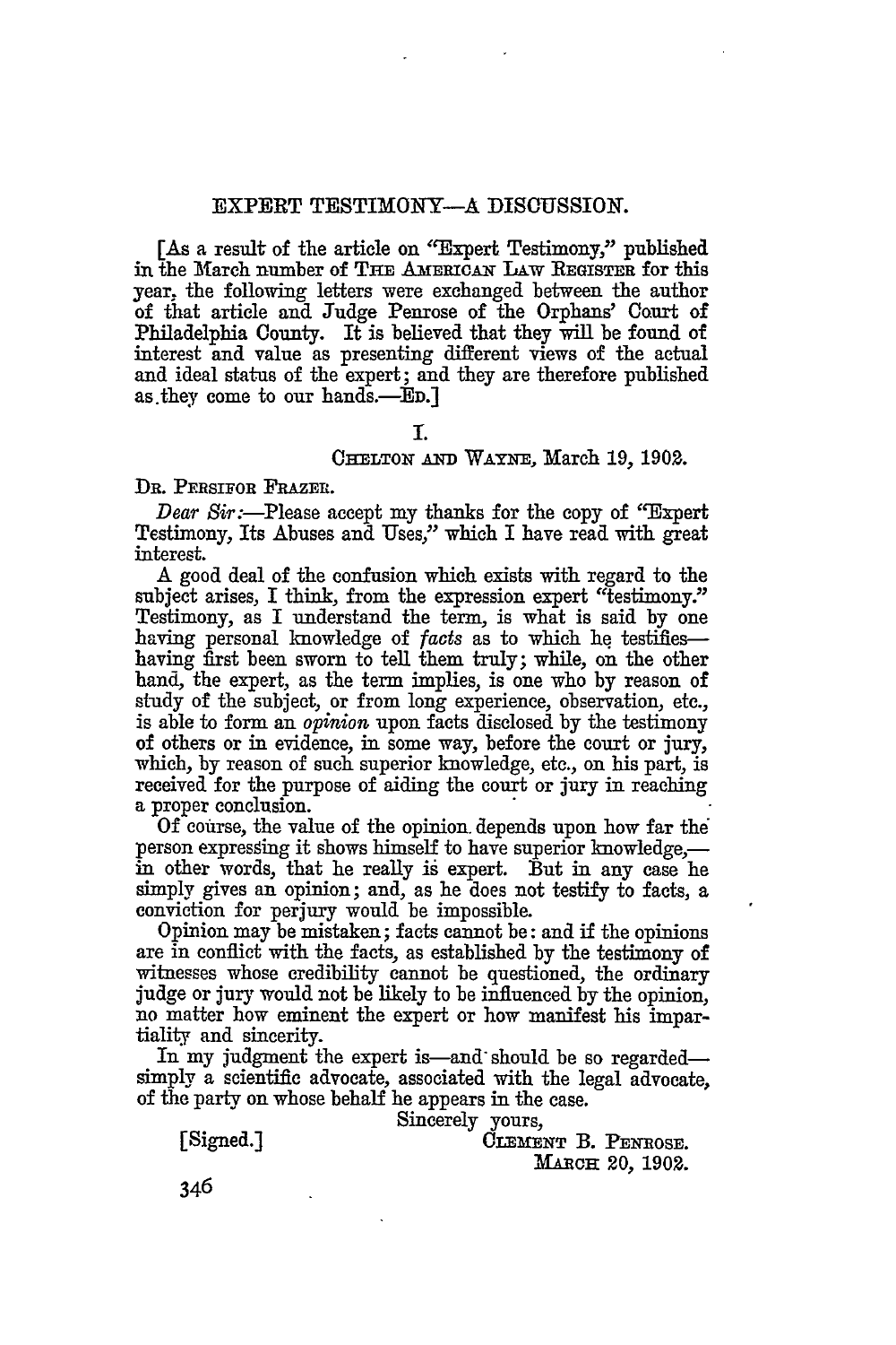# EXPERT TESTIMONY—A DISCUSSION.

[As a result of the article on "Expert Testimony," published in the March number of THE AMERICAN LAW REGISTER for this year, the following letters were exchanged between the author of that article and Judge Penrose of the Orphans' Court of Philadelphia County. It is believed that they will be found of interest and value as presenting different views of the actual and ideal status of the expert; and they are therefore published as they come to our hands.—ED.]

## I.

CHELTON AND WAYNE, March 19, 1902.

DR. PERSIFOR FRAZER.

*Dear Sir:*—Please accept my thanks for the copy of "Expert Testimony, Its Abuses and Uses," which I have read with great interest.

A good deal of the confusion which exists with regard to the subject arises, I think, from the expression expert "testimony." Testimony, as I understand the term, is what is said by one having personal knowledge of *facts* as to which he testifies—having first been sworn to tell them truly; while, on the other hand, the expert, as the term implies, is one who by reason of study of the subject, or from long experience, observation, etc., is able to form an *opinion* upon facts disclosed by the testimony of others or in evidence, in some way, before the court or jury, which, by reason of such superior knowledge, etc., on his part, is received for the purpose of aiding the court or jury in reaching a proper conclusion.

Of course, the value of the opinion depends upon how far the person expressing it shows himself to have superior knowledge,—in other words, that he really is expert. But in any case he simply gives an opinion; and, as he does not testify to facts, a conviction for perjury would be impossible.

Opinion may be mistaken; facts cannot be: and if the opinions are in conflict with the facts, as established by the testimony of witnesses whose credibility cannot be questioned, the ordinary judge or jury would not be likely to be influenced by the opinion, no matter how eminent the expert or how manifest his impartiality and sincerity.

In my judgment the expert is—and should be so regarded—simply a scientific advocate, associated with the legal advocate, of the party on whose behalf he appears in the case.

Sincerely yours,

[Signed.] CLEMENT B. PENROSE.

MARCH 20, 1902.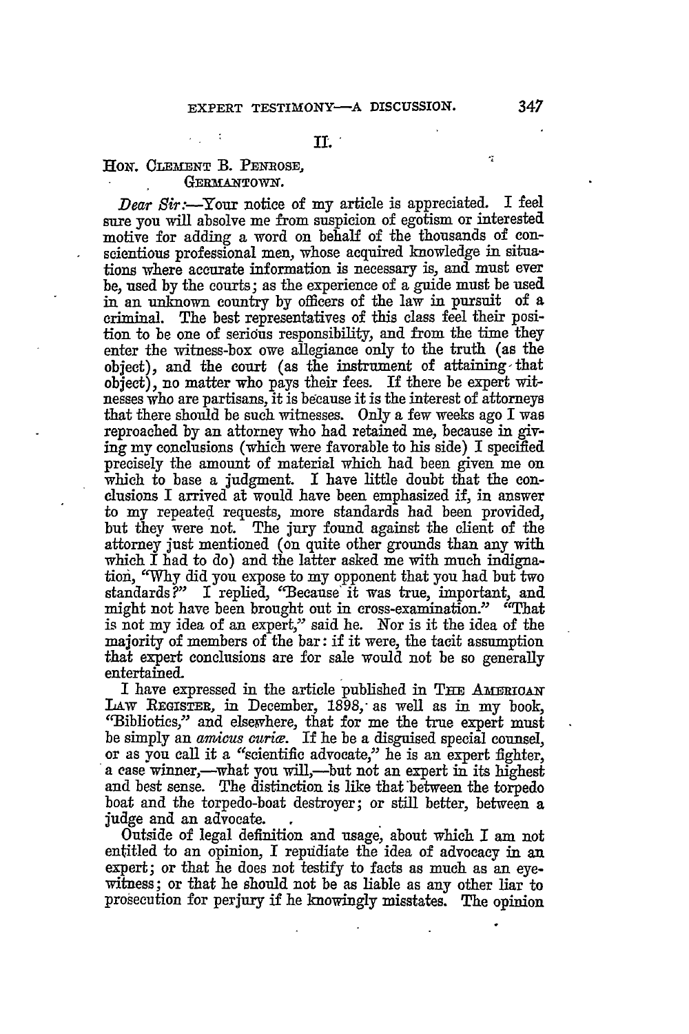## II.

HON. CLEMENT B. PENROSE,
GERMANTOWN.

*Dear Sir:*—Your notice of my article is appreciated. I feel sure you will absolve me from suspicion of egotism or interested motive for adding a word on behalf of the thousands of conscientious professional men, whose acquired knowledge in situations where accurate information is necessary is, and must ever be, used by the courts; as the experience of a guide must be used in an unknown country by officers of the law in pursuit of a criminal. The best representatives of this class feel their position to be one of serious responsibility, and from the time they enter the witness-box owe allegiance only to the truth (as the object), and the court (as the instrument of attaining that object), no matter who pays their fees. If there be expert witnesses who are partisans, it is because it is the interest of attorneys that there should be such witnesses. Only a few weeks ago I was reproached by an attorney who had retained me, because in giving my conclusions (which were favorable to his side) I specified precisely the amount of material which had been given me on which to base a judgment. I have little doubt that the conclusions I arrived at would have been emphasized if, in answer to my repeated requests, more standards had been provided, but they were not. The jury found against the client of the attorney just mentioned (on quite other grounds than any with which I had to do) and the latter asked me with much indignation, "Why did you expose to my opponent that you had but two standards?" I replied, "Because it was true, important, and might not have been brought out in cross-examination." "That is not my idea of an expert," said he. Nor is it the idea of the majority of members of the bar: if it were, the tacit assumption that expert conclusions are for sale would not be so generally entertained.

I have expressed in the article published in THE AMERICAN LAW REGISTER, in December, 1898, as well as in my book, "Bibliotics," and elsewhere, that for me the true expert must be simply an *amicus curiæ*. If he be a disguised special counsel, or as you call it a "scientific advocate," he is an expert fighter, a case winner,—what you will,—but not an expert in its highest and best sense. The distinction is like that between the torpedo boat and the torpedo-boat destroyer; or still better, between a judge and an advocate.

Outside of legal definition and usage, about which I am not entitled to an opinion, I repudiate the idea of advocacy in an expert; or that he does not testify to facts as much as an eye-witness; or that he should not be as liable as any other liar to prosecution for perjury if he knowingly misstates. The opinion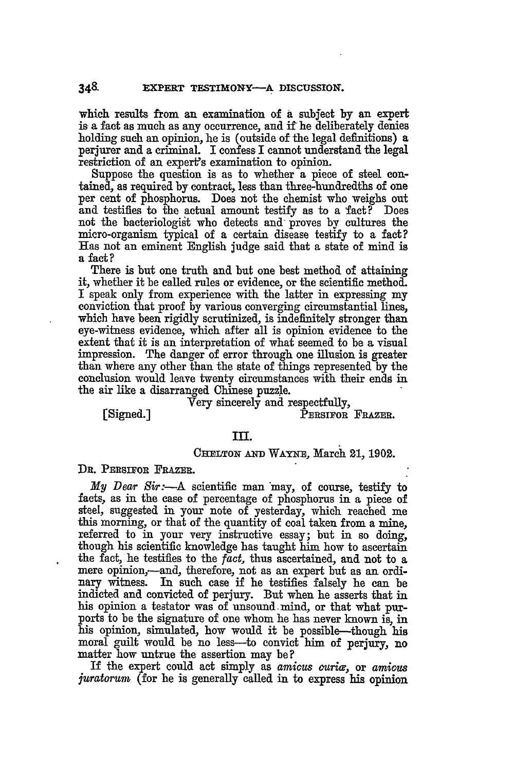which results from an examination of a subject by an expert is a fact as much as any occurrence, and if he deliberately denies holding such an opinion, he is (outside of the legal definitions) a perjurer and a criminal. I confess I cannot understand the legal restriction of an expert's examination to opinion.

Suppose the question is as to whether a piece of steel contained, as required by contract, less than three-hundredths of one per cent of phosphorus. Does not the chemist who weighs out and testifies to the actual amount testify as to a fact? Does not the bacteriologist who detects and proves by cultures the micro-organism typical of a certain disease testify to a fact? Has not an eminent English judge said that a state of mind is a fact?

There is but one truth and but one best method of attaining it, whether it be called rules or evidence, or the scientific method. I speak only from experience with the latter in expressing my conviction that proof by various converging circumstantial lines, which have been rigidly scrutinized, is indefinitely stronger than eye-witness evidence, which after all is opinion evidence to the extent that it is an interpretation of what seemed to be a visual impression. The danger of error through one illusion is greater than where any other than the state of things represented by the conclusion would leave twenty circumstances with their ends in the air like a disarranged Chinese puzzle.

Very sincerely and respectfully,

[Signed.] PERSIFOR FRAZER.

## III.

CHELTON AND WAYNE, March 21, 1902.

DR. PERSIFOR FRAZER.

*My Dear Sir:*—A scientific man may, of course, testify to facts, as in the case of percentage of phosphorus in a piece of steel, suggested in your note of yesterday, which reached me this morning, or that of the quantity of coal taken from a mine, referred to in your very instructive essay; but in so doing, though his scientific knowledge has taught him how to ascertain the fact, he testifies to the *fact*, thus ascertained, and not to a mere opinion,—and, therefore, not as an expert but as an ordinary witness. In such case if he testifies falsely he can be indicted and convicted of perjury. But when he asserts that in his opinion a testator was of unsound mind, or that what purports to be the signature of one whom he has never known is, in his opinion, simulated, how would it be possible—though his moral guilt would be no less—to convict him of perjury, no matter how untrue the assertion may be?

If the expert could act simply as *amicus curiæ*, or *amicus juratorum* (for he is generally called in to express his opinion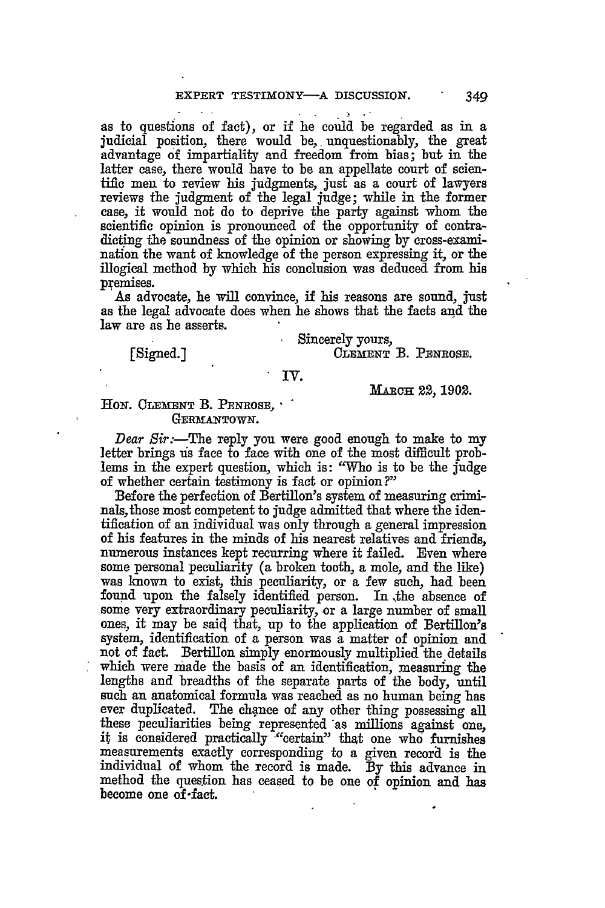as to questions of fact), or if he could be regarded as in a judicial position, there would be, unquestionably, the great advantage of impartiality and freedom from bias; but in the latter case, there would have to be an appellate court of scientific men to review his judgments, just as a court of lawyers reviews the judgment of the legal judge; while in the former case, it would not do to deprive the party against whom the scientific opinion is pronounced of the opportunity of contradicting the soundness of the opinion or showing by cross-examination the want of knowledge of the person expressing it, or the illogical method by which his conclusion was deduced from his premises.

As advocate, he will convince, if his reasons are sound, just as the legal advocate does when he shows that the facts and the law are as he asserts.

Sincerely yours,

[Signed.] CLEMENT B. PENROSE.

IV.

MARCH 22, 1902.

HON. CLEMENT B. PENROSE,
GERMANTOWN.

*Dear Sir:*—The reply you were good enough to make to my letter brings us face to face with one of the most difficult problems in the expert question, which is: "Who is to be the judge of whether certain testimony is fact or opinion?"

Before the perfection of Bertillon's system of measuring criminals, those most competent to judge admitted that where the identification of an individual was only through a general impression of his features in the minds of his nearest relatives and friends, numerous instances kept recurring where it failed. Even where some personal peculiarity (a broken tooth, a mole, and the like) was known to exist, this peculiarity, or a few such, had been found upon the falsely identified person. In the absence of some very extraordinary peculiarity, or a large number of small ones, it may be said that, up to the application of Bertillon's system, identification of a person was a matter of opinion and not of fact. Bertillon simply enormously multiplied the details which were made the basis of an identification, measuring the lengths and breadths of the separate parts of the body, until such an anatomical formula was reached as no human being has ever duplicated. The chance of any other thing possessing all these peculiarities being represented as millions against one, it is considered practically "certain" that one who furnishes measurements exactly corresponding to a given record is the individual of whom the record is made. By this advance in method the question has ceased to be one of opinion and has become one of fact.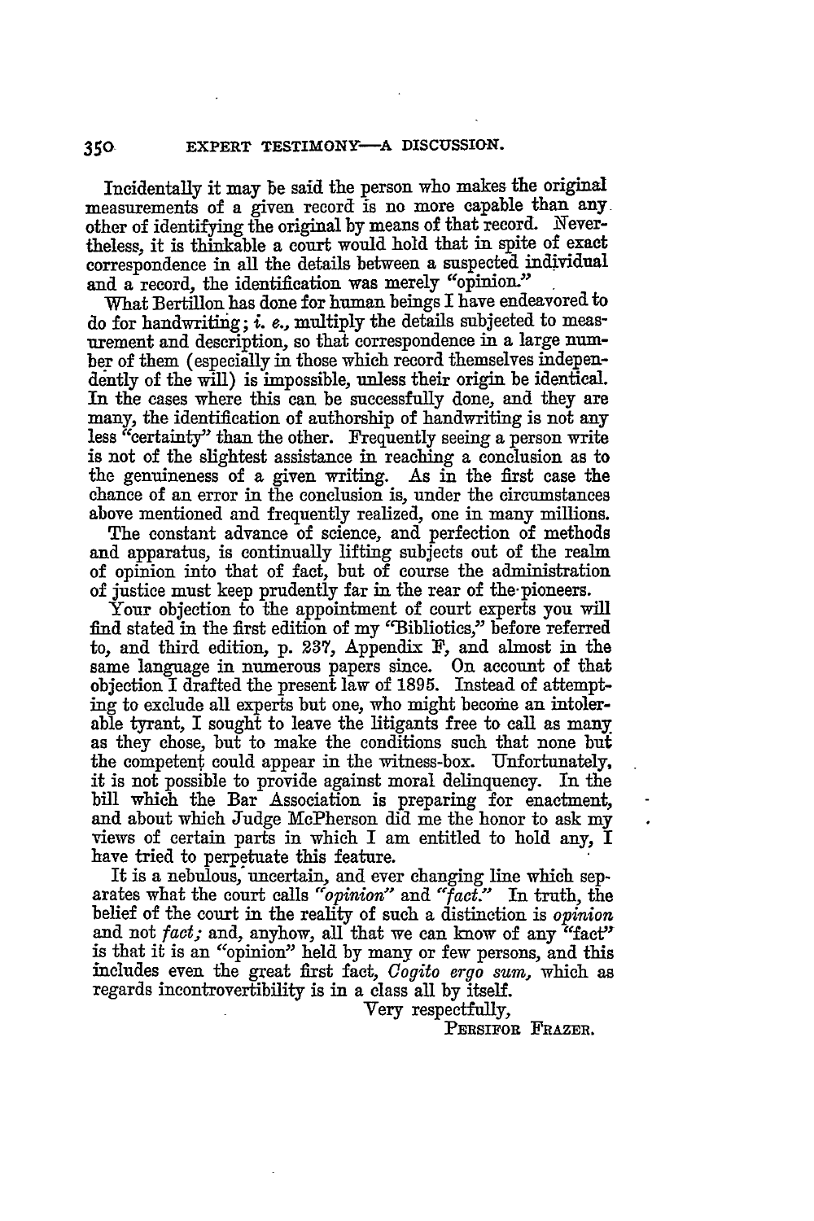Incidentally it may be said the person who makes the original measurements of a given record is no more capable than any other of identifying the original by means of that record. Nevertheless, it is thinkable a court would hold that in spite of exact correspondence in all the details between a suspected individual and a record, the identification was merely "opinion."

What Bertillon has done for human beings I have endeavored to do for handwriting; *i. e.*, multiply the details subjected to measurement and description, so that correspondence in a large number of them (especially in those which record themselves independently of the will) is impossible, unless their origin be identical. In the cases where this can be successfully done, and they are many, the identification of authorship of handwriting is not any less "certainty" than the other. Frequently seeing a person write is not of the slightest assistance in reaching a conclusion as to the genuineness of a given writing. As in the first case the chance of an error in the conclusion is, under the circumstances above mentioned and frequently realized, one in many millions.

The constant advance of science, and perfection of methods and apparatus, is continually lifting subjects out of the realm of opinion into that of fact, but of course the administration of justice must keep prudently far in the rear of the pioneers.

Your objection to the appointment of court experts you will find stated in the first edition of my "Bibliotics," before referred to, and third edition, p. 237, Appendix F, and almost in the same language in numerous papers since. On account of that objection I drafted the present law of 1895. Instead of attempting to exclude all experts but one, who might become an intolerable tyrant, I sought to leave the litigants free to call as many as they chose, but to make the conditions such that none but the competent could appear in the witness-box. Unfortunately, it is not possible to provide against moral delinquency. In the bill which the Bar Association is preparing for enactment, and about which Judge McPherson did me the honor to ask my views of certain parts in which I am entitled to hold any, I have tried to perpetuate this feature.

It is a nebulous, uncertain, and ever changing line which separates what the court calls *"opinion"* and *"fact."* In truth, the belief of the court in the reality of such a distinction is *opinion* and not *fact;* and, anyhow, all that we can know of any "fact" is that it is an "opinion" held by many or few persons, and this includes even the great first fact, *Cogito ergo sum,* which as regards incontrovertibility is in a class all by itself.

Very respectfully,

PERSIFOR FRAZER.